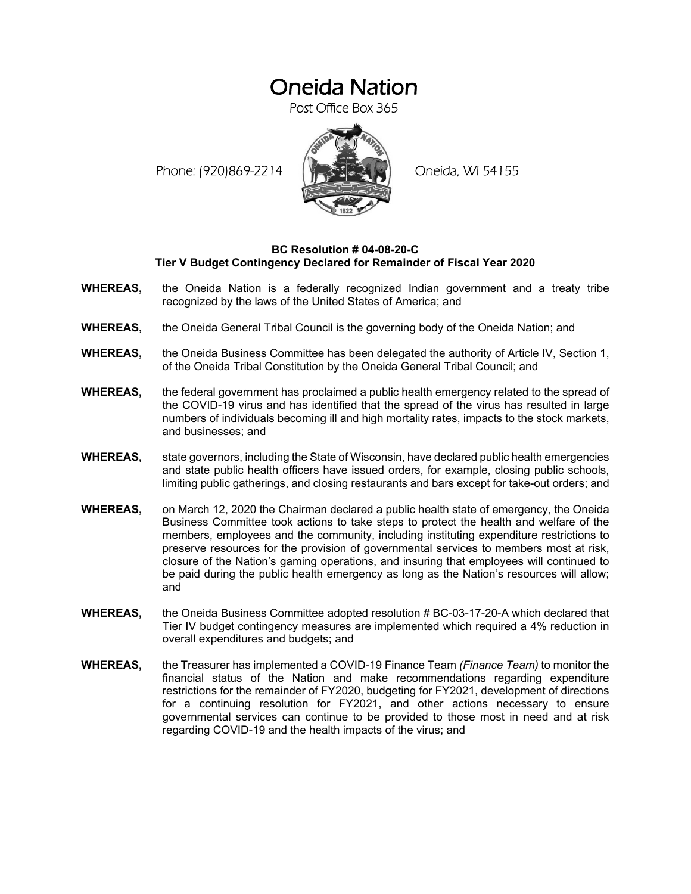# Oneida Nation

Post Office Box 365

Phone: (920)869-2214 Oneida, WI 54155

**BC Resolution # 04-08-20-C**
**Tier V Budget Contingency Declared for Remainder of Fiscal Year 2020**

**WHEREAS,** the Oneida Nation is a federally recognized Indian government and a treaty tribe recognized by the laws of the United States of America; and

**WHEREAS,** the Oneida General Tribal Council is the governing body of the Oneida Nation; and

**WHEREAS,** the Oneida Business Committee has been delegated the authority of Article IV, Section 1, of the Oneida Tribal Constitution by the Oneida General Tribal Council; and

**WHEREAS,** the federal government has proclaimed a public health emergency related to the spread of the COVID-19 virus and has identified that the spread of the virus has resulted in large numbers of individuals becoming ill and high mortality rates, impacts to the stock markets, and businesses; and

**WHEREAS,** state governors, including the State of Wisconsin, have declared public health emergencies and state public health officers have issued orders, for example, closing public schools, limiting public gatherings, and closing restaurants and bars except for take-out orders; and

**WHEREAS,** on March 12, 2020 the Chairman declared a public health state of emergency, the Oneida Business Committee took actions to take steps to protect the health and welfare of the members, employees and the community, including instituting expenditure restrictions to preserve resources for the provision of governmental services to members most at risk, closure of the Nation's gaming operations, and insuring that employees will continued to be paid during the public health emergency as long as the Nation's resources will allow; and

**WHEREAS,** the Oneida Business Committee adopted resolution # BC-03-17-20-A which declared that Tier IV budget contingency measures are implemented which required a 4% reduction in overall expenditures and budgets; and

**WHEREAS,** the Treasurer has implemented a COVID-19 Finance Team *(Finance Team)* to monitor the financial status of the Nation and make recommendations regarding expenditure restrictions for the remainder of FY2020, budgeting for FY2021, development of directions for a continuing resolution for FY2021, and other actions necessary to ensure governmental services can continue to be provided to those most in need and at risk regarding COVID-19 and the health impacts of the virus; and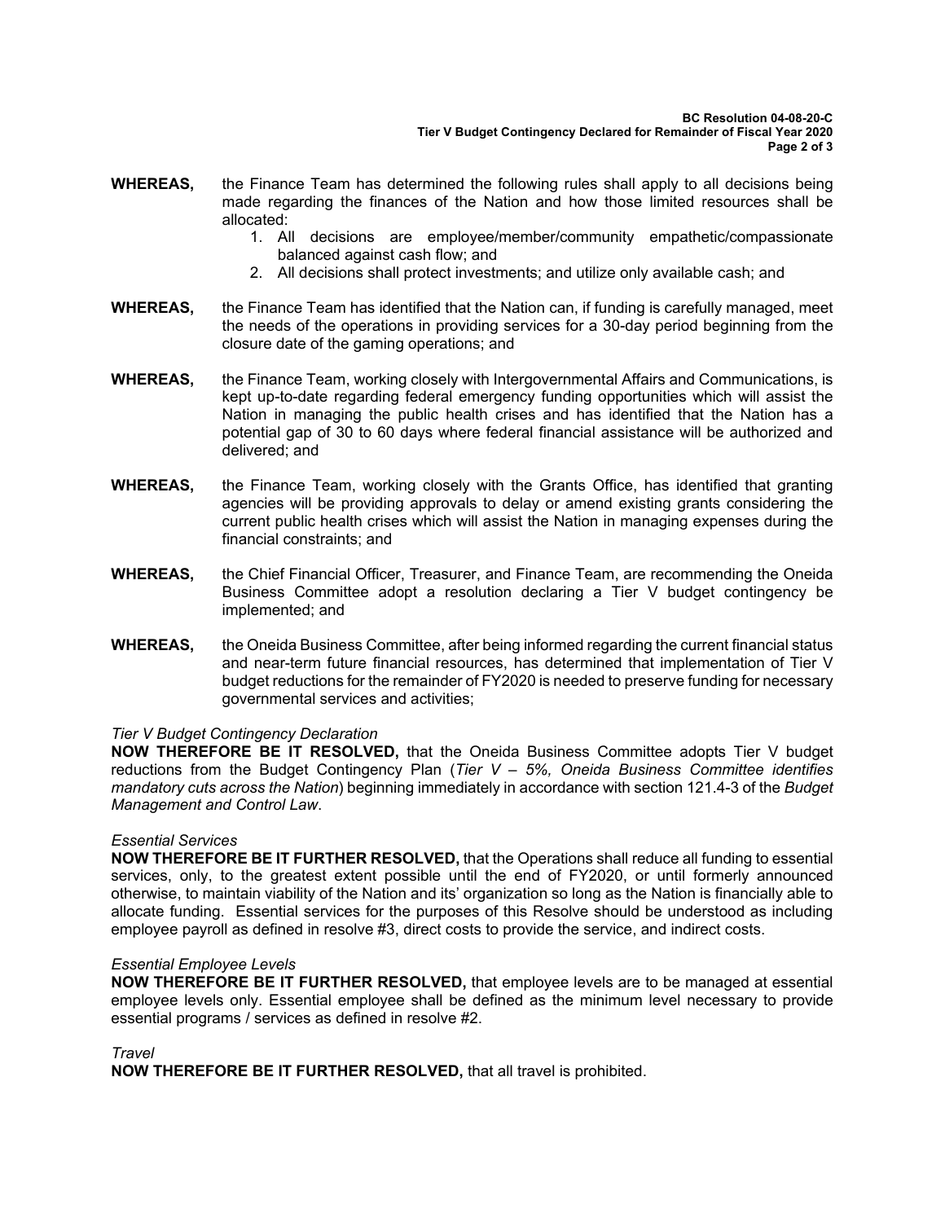**WHEREAS,** the Finance Team has determined the following rules shall apply to all decisions being made regarding the finances of the Nation and how those limited resources shall be allocated:

1. All decisions are employee/member/community empathetic/compassionate balanced against cash flow; and
2. All decisions shall protect investments; and utilize only available cash; and

**WHEREAS,** the Finance Team has identified that the Nation can, if funding is carefully managed, meet the needs of the operations in providing services for a 30-day period beginning from the closure date of the gaming operations; and

**WHEREAS,** the Finance Team, working closely with Intergovernmental Affairs and Communications, is kept up-to-date regarding federal emergency funding opportunities which will assist the Nation in managing the public health crises and has identified that the Nation has a potential gap of 30 to 60 days where federal financial assistance will be authorized and delivered; and

**WHEREAS,** the Finance Team, working closely with the Grants Office, has identified that granting agencies will be providing approvals to delay or amend existing grants considering the current public health crises which will assist the Nation in managing expenses during the financial constraints; and

**WHEREAS,** the Chief Financial Officer, Treasurer, and Finance Team, are recommending the Oneida Business Committee adopt a resolution declaring a Tier V budget contingency be implemented; and

**WHEREAS,** the Oneida Business Committee, after being informed regarding the current financial status and near-term future financial resources, has determined that implementation of Tier V budget reductions for the remainder of FY2020 is needed to preserve funding for necessary governmental services and activities;

*Tier V Budget Contingency Declaration*

**NOW THEREFORE BE IT RESOLVED,** that the Oneida Business Committee adopts Tier V budget reductions from the Budget Contingency Plan (*Tier V – 5%, Oneida Business Committee identifies mandatory cuts across the Nation*) beginning immediately in accordance with section 121.4-3 of the *Budget Management and Control Law*.

*Essential Services*

**NOW THEREFORE BE IT FURTHER RESOLVED,** that the Operations shall reduce all funding to essential services, only, to the greatest extent possible until the end of FY2020, or until formerly announced otherwise, to maintain viability of the Nation and its' organization so long as the Nation is financially able to allocate funding. Essential services for the purposes of this Resolve should be understood as including employee payroll as defined in resolve #3, direct costs to provide the service, and indirect costs.

*Essential Employee Levels*

**NOW THEREFORE BE IT FURTHER RESOLVED,** that employee levels are to be managed at essential employee levels only. Essential employee shall be defined as the minimum level necessary to provide essential programs / services as defined in resolve #2.

*Travel*

**NOW THEREFORE BE IT FURTHER RESOLVED,** that all travel is prohibited.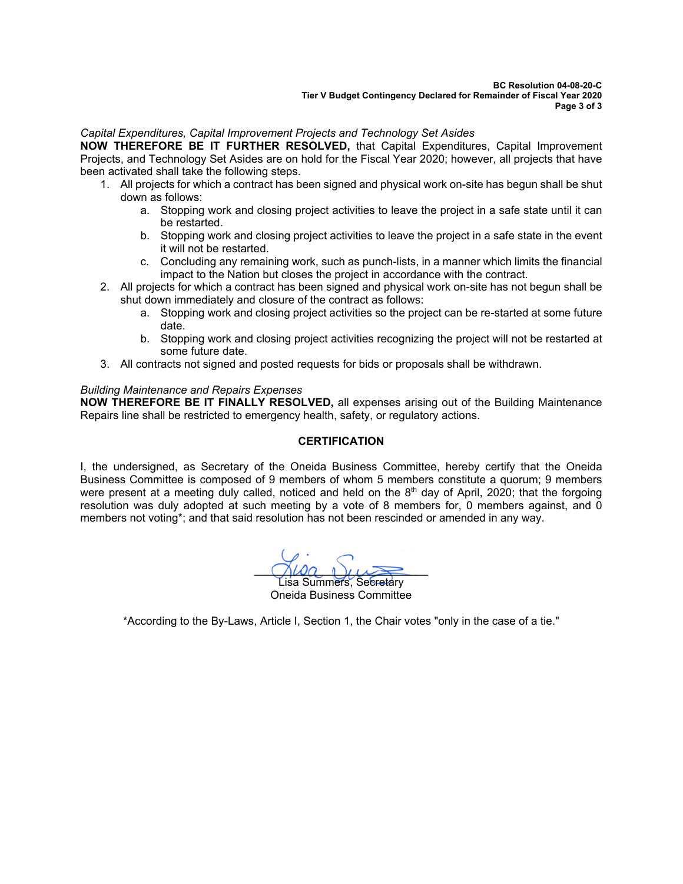*Capital Expenditures, Capital Improvement Projects and Technology Set Asides*

**NOW THEREFORE BE IT FURTHER RESOLVED,** that Capital Expenditures, Capital Improvement Projects, and Technology Set Asides are on hold for the Fiscal Year 2020; however, all projects that have been activated shall take the following steps.

1. All projects for which a contract has been signed and physical work on-site has begun shall be shut down as follows:
   a. Stopping work and closing project activities to leave the project in a safe state until it can be restarted.
   b. Stopping work and closing project activities to leave the project in a safe state in the event it will not be restarted.
   c. Concluding any remaining work, such as punch-lists, in a manner which limits the financial impact to the Nation but closes the project in accordance with the contract.
2. All projects for which a contract has been signed and physical work on-site has not begun shall be shut down immediately and closure of the contract as follows:
   a. Stopping work and closing project activities so the project can be re-started at some future date.
   b. Stopping work and closing project activities recognizing the project will not be restarted at some future date.
3. All contracts not signed and posted requests for bids or proposals shall be withdrawn.

*Building Maintenance and Repairs Expenses*

**NOW THEREFORE BE IT FINALLY RESOLVED,** all expenses arising out of the Building Maintenance Repairs line shall be restricted to emergency health, safety, or regulatory actions.

## CERTIFICATION

I, the undersigned, as Secretary of the Oneida Business Committee, hereby certify that the Oneida Business Committee is composed of 9 members of whom 5 members constitute a quorum; 9 members were present at a meeting duly called, noticed and held on the 8th day of April, 2020; that the forgoing resolution was duly adopted at such meeting by a vote of 8 members for, 0 members against, and 0 members not voting*; and that said resolution has not been rescinded or amended in any way.

Lisa Summers, Secretary
Oneida Business Committee

*According to the By-Laws, Article I, Section 1, the Chair votes "only in the case of a tie."